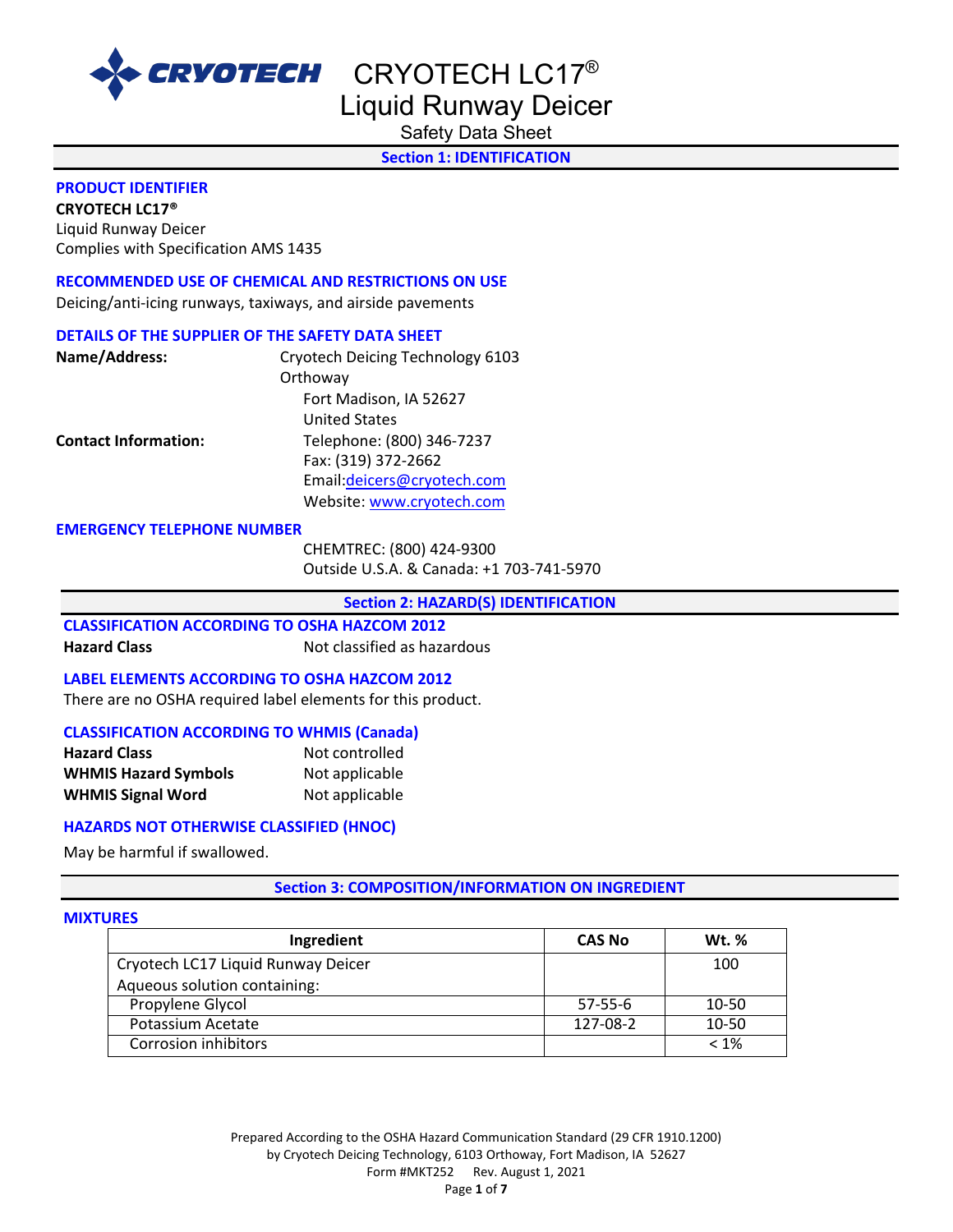# CRYOTECH LC17®

## Liquid Runway Deicer

Safety Data Sheet

## Section 1: IDENTIFICATION

### PRODUCT IDENTIFIER

**CRYOTECH LC17®**
Liquid Runway Deicer
Complies with Specification AMS 1435

### RECOMMENDED USE OF CHEMICAL AND RESTRICTIONS ON USE

Deicing/anti-icing runways, taxiways, and airside pavements

### DETAILS OF THE SUPPLIER OF THE SAFETY DATA SHEET

**Name/Address:** Cryotech Deicing Technology 6103 Orthoway
Fort Madison, IA 52627
United States

**Contact Information:** Telephone: (800) 346-7237
Fax: (319) 372-2662
Email: deicers@cryotech.com
Website: www.cryotech.com

### EMERGENCY TELEPHONE NUMBER

CHEMTREC: (800) 424-9300
Outside U.S.A. & Canada: +1 703-741-5970

## Section 2: HAZARD(S) IDENTIFICATION

### CLASSIFICATION ACCORDING TO OSHA HAZCOM 2012

**Hazard Class** Not classified as hazardous

### LABEL ELEMENTS ACCORDING TO OSHA HAZCOM 2012

There are no OSHA required label elements for this product.

### CLASSIFICATION ACCORDING TO WHMIS (Canada)

**Hazard Class** Not controlled
**WHMIS Hazard Symbols** Not applicable
**WHMIS Signal Word** Not applicable

### HAZARDS NOT OTHERWISE CLASSIFIED (HNOC)

May be harmful if swallowed.

## Section 3: COMPOSITION/INFORMATION ON INGREDIENT

### MIXTURES

| Ingredient | CAS No | Wt. % |
|---|---|---|
| Cryotech LC17 Liquid Runway Deicer<br>Aqueous solution containing: | | 100 |
| Propylene Glycol | 57-55-6 | 10-50 |
| Potassium Acetate | 127-08-2 | 10-50 |
| Corrosion inhibitors | | < 1% |

Prepared According to the OSHA Hazard Communication Standard (29 CFR 1910.1200)
by Cryotech Deicing Technology, 6103 Orthoway, Fort Madison, IA 52627
Form #MKT252 Rev. August 1, 2021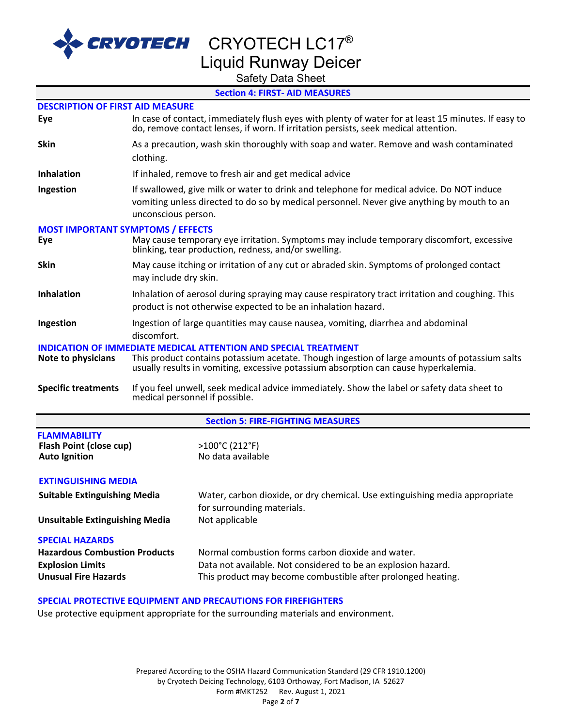## Section 4: FIRST- AID MEASURES

### DESCRIPTION OF FIRST AID MEASURE

**Eye** In case of contact, immediately flush eyes with plenty of water for at least 15 minutes. If easy to do, remove contact lenses, if worn. If irritation persists, seek medical attention.

**Skin** As a precaution, wash skin thoroughly with soap and water. Remove and wash contaminated clothing.

**Inhalation** If inhaled, remove to fresh air and get medical advice

**Ingestion** If swallowed, give milk or water to drink and telephone for medical advice. Do NOT induce vomiting unless directed to do so by medical personnel. Never give anything by mouth to an unconscious person.

### MOST IMPORTANT SYMPTOMS / EFFECTS

**Eye** May cause temporary eye irritation. Symptoms may include temporary discomfort, excessive blinking, tear production, redness, and/or swelling.

**Skin** May cause itching or irritation of any cut or abraded skin. Symptoms of prolonged contact may include dry skin.

**Inhalation** Inhalation of aerosol during spraying may cause respiratory tract irritation and coughing. This product is not otherwise expected to be an inhalation hazard.

**Ingestion** Ingestion of large quantities may cause nausea, vomiting, diarrhea and abdominal discomfort.

### INDICATION OF IMMEDIATE MEDICAL ATTENTION AND SPECIAL TREATMENT

**Note to physicians** This product contains potassium acetate. Though ingestion of large amounts of potassium salts usually results in vomiting, excessive potassium absorption can cause hyperkalemia.

**Specific treatments** If you feel unwell, seek medical advice immediately. Show the label or safety data sheet to medical personnel if possible.

## Section 5: FIRE-FIGHTING MEASURES

### FLAMMABILITY

**Flash Point (close cup)** >100°C (212°F)

**Auto Ignition** No data available

### EXTINGUISHING MEDIA

**Suitable Extinguishing Media** Water, carbon dioxide, or dry chemical. Use extinguishing media appropriate for surrounding materials.

**Unsuitable Extinguishing Media** Not applicable

### SPECIAL HAZARDS

**Hazardous Combustion Products** Normal combustion forms carbon dioxide and water.

**Explosion Limits** Data not available. Not considered to be an explosion hazard.

**Unusual Fire Hazards** This product may become combustible after prolonged heating.

### SPECIAL PROTECTIVE EQUIPMENT AND PRECAUTIONS FOR FIREFIGHTERS

Use protective equipment appropriate for the surrounding materials and environment.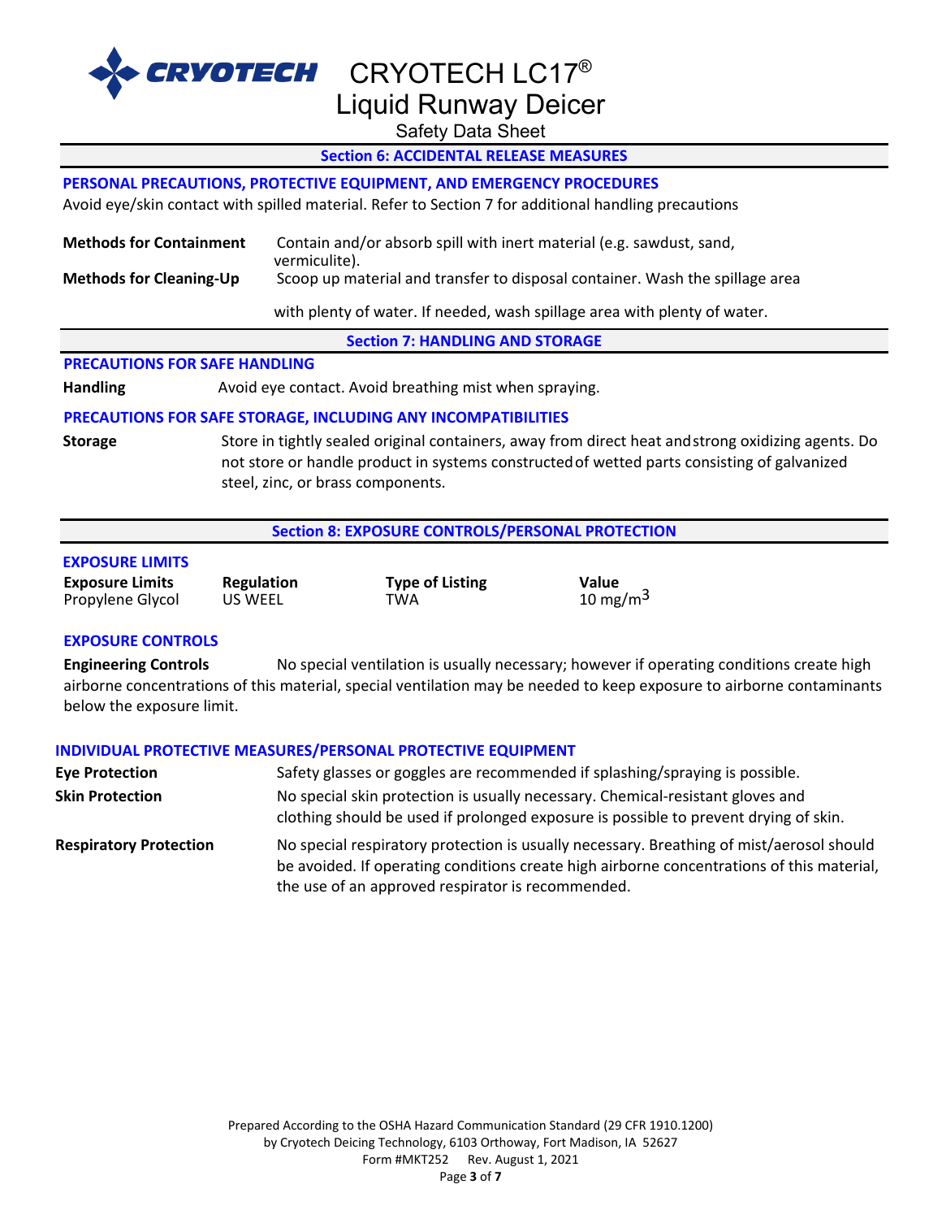## Section 6: ACCIDENTAL RELEASE MEASURES

### PERSONAL PRECAUTIONS, PROTECTIVE EQUIPMENT, AND EMERGENCY PROCEDURES

Avoid eye/skin contact with spilled material. Refer to Section 7 for additional handling precautions

**Methods for Containment** Contain and/or absorb spill with inert material (e.g. sawdust, sand, vermiculite).

**Methods for Cleaning-Up** Scoop up material and transfer to disposal container. Wash the spillage area with plenty of water. If needed, wash spillage area with plenty of water.

## Section 7: HANDLING AND STORAGE

### PRECAUTIONS FOR SAFE HANDLING

**Handling** Avoid eye contact. Avoid breathing mist when spraying.

### PRECAUTIONS FOR SAFE STORAGE, INCLUDING ANY INCOMPATIBILITIES

**Storage** Store in tightly sealed original containers, away from direct heat and strong oxidizing agents. Do not store or handle product in systems constructed of wetted parts consisting of galvanized steel, zinc, or brass components.

## Section 8: EXPOSURE CONTROLS/PERSONAL PROTECTION

### EXPOSURE LIMITS

| Exposure Limits | Regulation | Type of Listing | Value |
|---|---|---|---|
| Propylene Glycol | US WEEL | TWA | 10 $mg/m^3$ |

### EXPOSURE CONTROLS

**Engineering Controls** No special ventilation is usually necessary; however if operating conditions create high airborne concentrations of this material, special ventilation may be needed to keep exposure to airborne contaminants below the exposure limit.

### INDIVIDUAL PROTECTIVE MEASURES/PERSONAL PROTECTIVE EQUIPMENT

**Eye Protection** Safety glasses or goggles are recommended if splashing/spraying is possible.

**Skin Protection** No special skin protection is usually necessary. Chemical-resistant gloves and clothing should be used if prolonged exposure is possible to prevent drying of skin.

**Respiratory Protection** No special respiratory protection is usually necessary. Breathing of mist/aerosol should be avoided. If operating conditions create high airborne concentrations of this material, the use of an approved respirator is recommended.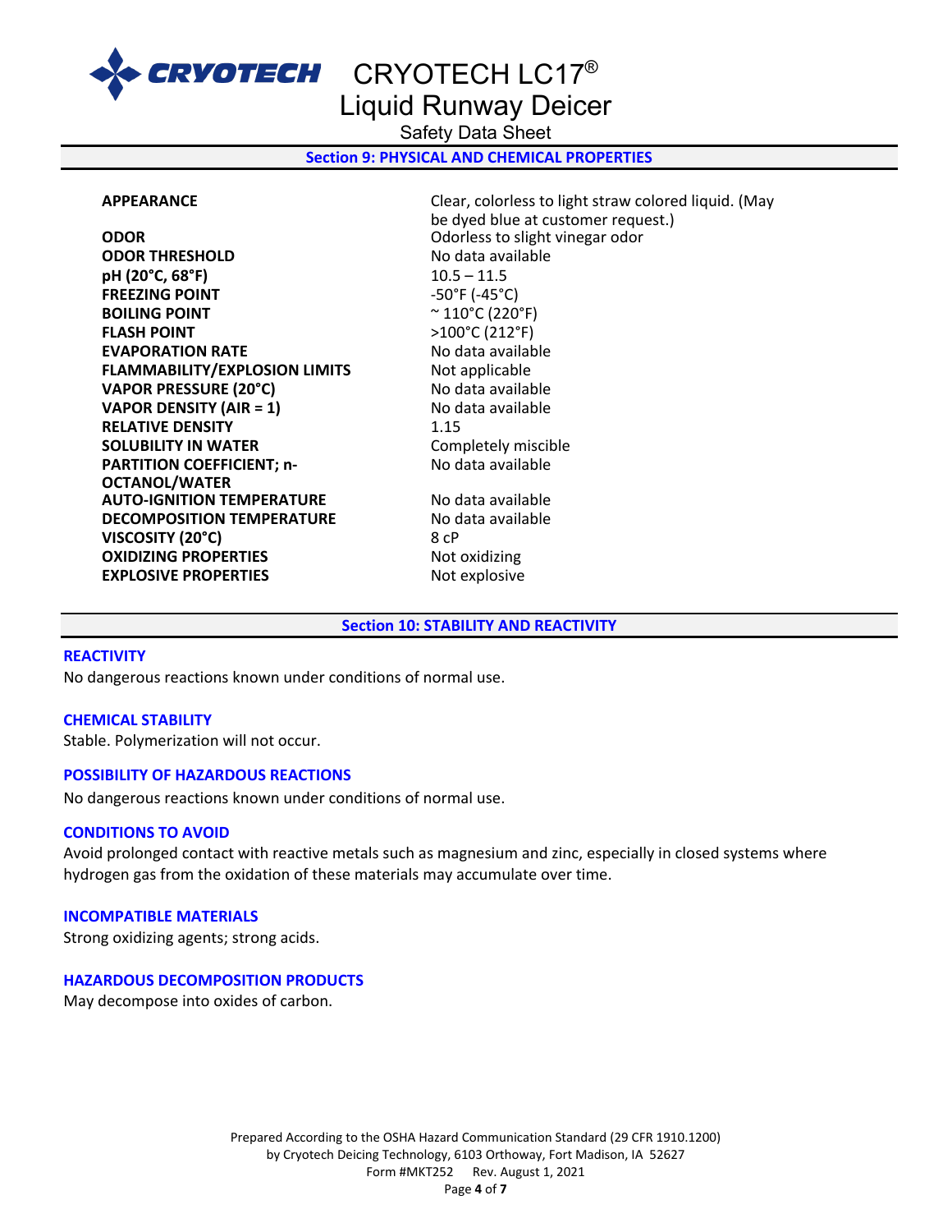## Section 9: PHYSICAL AND CHEMICAL PROPERTIES

| | |
|---|---|
| **APPEARANCE** | Clear, colorless to light straw colored liquid. (May be dyed blue at customer request.) |
| **ODOR** | Odorless to slight vinegar odor |
| **ODOR THRESHOLD** | No data available |
| **pH (20°C, 68°F)** | 10.5 – 11.5 |
| **FREEZING POINT** | -50°F (-45°C) |
| **BOILING POINT** | ~ 110°C (220°F) |
| **FLASH POINT** | >100°C (212°F) |
| **EVAPORATION RATE** | No data available |
| **FLAMMABILITY/EXPLOSION LIMITS** | Not applicable |
| **VAPOR PRESSURE (20°C)** | No data available |
| **VAPOR DENSITY (AIR = 1)** | No data available |
| **RELATIVE DENSITY** | 1.15 |
| **SOLUBILITY IN WATER** | Completely miscible |
| **PARTITION COEFFICIENT; n-OCTANOL/WATER** | No data available |
| **AUTO-IGNITION TEMPERATURE** | No data available |
| **DECOMPOSITION TEMPERATURE** | No data available |
| **VISCOSITY (20°C)** | 8 cP |
| **OXIDIZING PROPERTIES** | Not oxidizing |
| **EXPLOSIVE PROPERTIES** | Not explosive |

## Section 10: STABILITY AND REACTIVITY

### REACTIVITY
No dangerous reactions known under conditions of normal use.

### CHEMICAL STABILITY
Stable. Polymerization will not occur.

### POSSIBILITY OF HAZARDOUS REACTIONS
No dangerous reactions known under conditions of normal use.

### CONDITIONS TO AVOID
Avoid prolonged contact with reactive metals such as magnesium and zinc, especially in closed systems where hydrogen gas from the oxidation of these materials may accumulate over time.

### INCOMPATIBLE MATERIALS
Strong oxidizing agents; strong acids.

### HAZARDOUS DECOMPOSITION PRODUCTS
May decompose into oxides of carbon.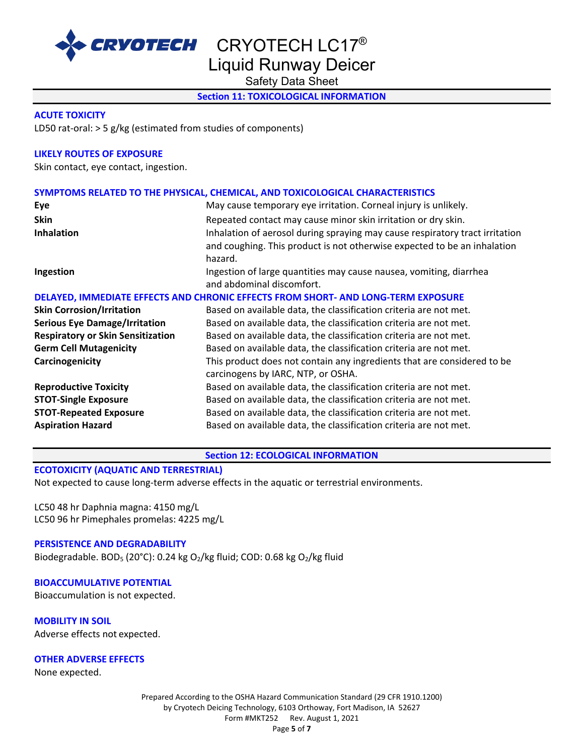## Section 11: TOXICOLOGICAL INFORMATION

### ACUTE TOXICITY

LD50 rat-oral: > 5 g/kg (estimated from studies of components)

### LIKELY ROUTES OF EXPOSURE

Skin contact, eye contact, ingestion.

### SYMPTOMS RELATED TO THE PHYSICAL, CHEMICAL, AND TOXICOLOGICAL CHARACTERISTICS

| | |
|---|---|
| **Eye** | May cause temporary eye irritation. Corneal injury is unlikely. |
| **Skin** | Repeated contact may cause minor skin irritation or dry skin. |
| **Inhalation** | Inhalation of aerosol during spraying may cause respiratory tract irritation and coughing. This product is not otherwise expected to be an inhalation hazard. |
| **Ingestion** | Ingestion of large quantities may cause nausea, vomiting, diarrhea and abdominal discomfort. |

### DELAYED, IMMEDIATE EFFECTS AND CHRONIC EFFECTS FROM SHORT- AND LONG-TERM EXPOSURE

| | |
|---|---|
| **Skin Corrosion/Irritation** | Based on available data, the classification criteria are not met. |
| **Serious Eye Damage/Irritation** | Based on available data, the classification criteria are not met. |
| **Respiratory or Skin Sensitization** | Based on available data, the classification criteria are not met. |
| **Germ Cell Mutagenicity** | Based on available data, the classification criteria are not met. |
| **Carcinogenicity** | This product does not contain any ingredients that are considered to be carcinogens by IARC, NTP, or OSHA. |
| **Reproductive Toxicity** | Based on available data, the classification criteria are not met. |
| **STOT-Single Exposure** | Based on available data, the classification criteria are not met. |
| **STOT-Repeated Exposure** | Based on available data, the classification criteria are not met. |
| **Aspiration Hazard** | Based on available data, the classification criteria are not met. |

## Section 12: ECOLOGICAL INFORMATION

### ECOTOXICITY (AQUATIC AND TERRESTRIAL)

Not expected to cause long-term adverse effects in the aquatic or terrestrial environments.

LC50 48 hr Daphnia magna: 4150 mg/L
LC50 96 hr Pimephales promelas: 4225 mg/L

### PERSISTENCE AND DEGRADABILITY

Biodegradable. $BOD_5$ (20°C): 0.24 kg $O_2$/kg fluid; COD: 0.68 kg $O_2$/kg fluid

### BIOACCUMULATIVE POTENTIAL

Bioaccumulation is not expected.

### MOBILITY IN SOIL

Adverse effects not expected.

### OTHER ADVERSE EFFECTS

None expected.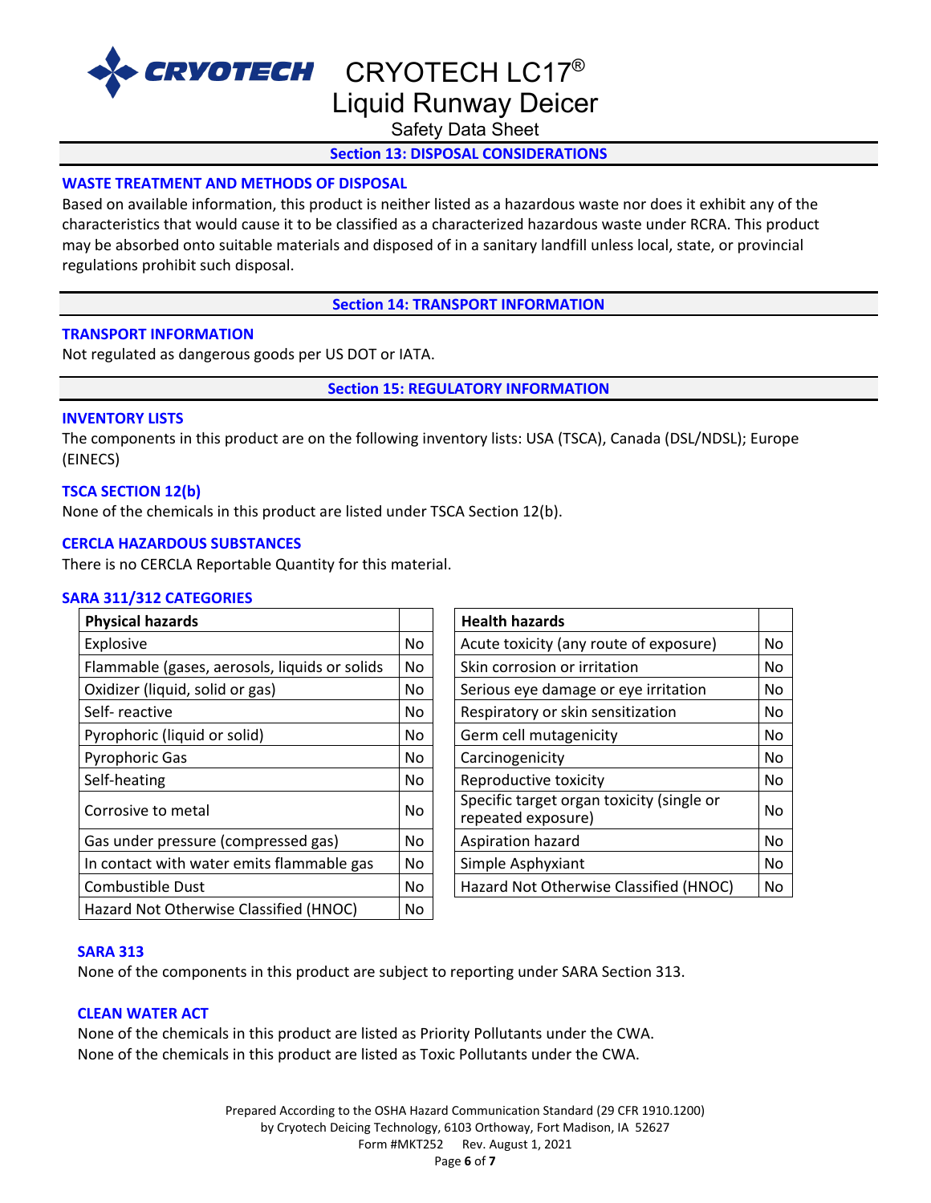## Section 13: DISPOSAL CONSIDERATIONS

### WASTE TREATMENT AND METHODS OF DISPOSAL

Based on available information, this product is neither listed as a hazardous waste nor does it exhibit any of the characteristics that would cause it to be classified as a characterized hazardous waste under RCRA. This product may be absorbed onto suitable materials and disposed of in a sanitary landfill unless local, state, or provincial regulations prohibit such disposal.

## Section 14: TRANSPORT INFORMATION

### TRANSPORT INFORMATION

Not regulated as dangerous goods per US DOT or IATA.

## Section 15: REGULATORY INFORMATION

### INVENTORY LISTS

The components in this product are on the following inventory lists: USA (TSCA), Canada (DSL/NDSL); Europe (EINECS)

### TSCA SECTION 12(b)

None of the chemicals in this product are listed under TSCA Section 12(b).

### CERCLA HAZARDOUS SUBSTANCES

There is no CERCLA Reportable Quantity for this material.

### SARA 311/312 CATEGORIES

| Physical hazards | |
|---|---|
| Explosive | No |
| Flammable (gases, aerosols, liquids or solids | No |
| Oxidizer (liquid, solid or gas) | No |
| Self- reactive | No |
| Pyrophoric (liquid or solid) | No |
| Pyrophoric Gas | No |
| Self-heating | No |
| Corrosive to metal | No |
| Gas under pressure (compressed gas) | No |
| In contact with water emits flammable gas | No |
| Combustible Dust | No |
| Hazard Not Otherwise Classified (HNOC) | No |

| Health hazards | |
|---|---|
| Acute toxicity (any route of exposure) | No |
| Skin corrosion or irritation | No |
| Serious eye damage or eye irritation | No |
| Respiratory or skin sensitization | No |
| Germ cell mutagenicity | No |
| Carcinogenicity | No |
| Reproductive toxicity | No |
| Specific target organ toxicity (single or repeated exposure) | No |
| Aspiration hazard | No |
| Simple Asphyxiant | No |
| Hazard Not Otherwise Classified (HNOC) | No |

### SARA 313

None of the components in this product are subject to reporting under SARA Section 313.

### CLEAN WATER ACT

None of the chemicals in this product are listed as Priority Pollutants under the CWA.
None of the chemicals in this product are listed as Toxic Pollutants under the CWA.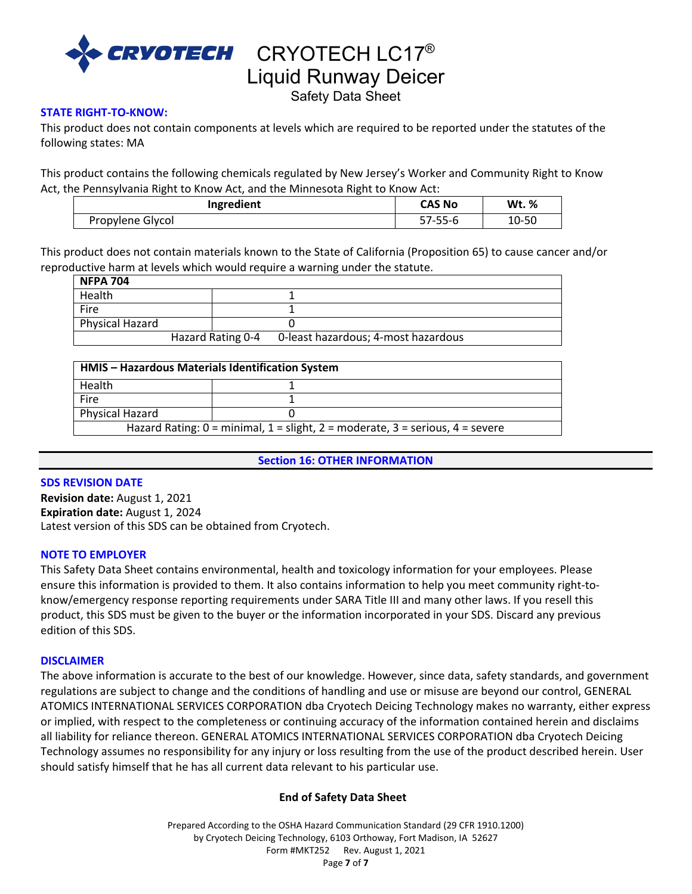### STATE RIGHT-TO-KNOW:

This product does not contain components at levels which are required to be reported under the statutes of the following states: MA

This product contains the following chemicals regulated by New Jersey's Worker and Community Right to Know Act, the Pennsylvania Right to Know Act, and the Minnesota Right to Know Act:

| Ingredient | CAS No | Wt. % |
|---|---|---|
| Propylene Glycol | 57-55-6 | 10-50 |

This product does not contain materials known to the State of California (Proposition 65) to cause cancer and/or reproductive harm at levels which would require a warning under the statute.

| NFPA 704 | |
|---|---|
| Health | 1 |
| Fire | 1 |
| Physical Hazard | 0 |
| Hazard Rating 0-4 | 0-least hazardous; 4-most hazardous |

| HMIS – Hazardous Materials Identification System | |
|---|---|
| Health | 1 |
| Fire | 1 |
| Physical Hazard | 0 |
| Hazard Rating: 0 = minimal, 1 = slight, 2 = moderate, 3 = serious, 4 = severe | |

## Section 16: OTHER INFORMATION

### SDS REVISION DATE

**Revision date:** August 1, 2021
**Expiration date:** August 1, 2024
Latest version of this SDS can be obtained from Cryotech.

### NOTE TO EMPLOYER

This Safety Data Sheet contains environmental, health and toxicology information for your employees. Please ensure this information is provided to them. It also contains information to help you meet community right-to-know/emergency response reporting requirements under SARA Title III and many other laws. If you resell this product, this SDS must be given to the buyer or the information incorporated in your SDS. Discard any previous edition of this SDS.

### DISCLAIMER

The above information is accurate to the best of our knowledge. However, since data, safety standards, and government regulations are subject to change and the conditions of handling and use or misuse are beyond our control, GENERAL ATOMICS INTERNATIONAL SERVICES CORPORATION dba Cryotech Deicing Technology makes no warranty, either express or implied, with respect to the completeness or continuing accuracy of the information contained herein and disclaims all liability for reliance thereon. GENERAL ATOMICS INTERNATIONAL SERVICES CORPORATION dba Cryotech Deicing Technology assumes no responsibility for any injury or loss resulting from the use of the product described herein. User should satisfy himself that he has all current data relevant to his particular use.

**End of Safety Data Sheet**